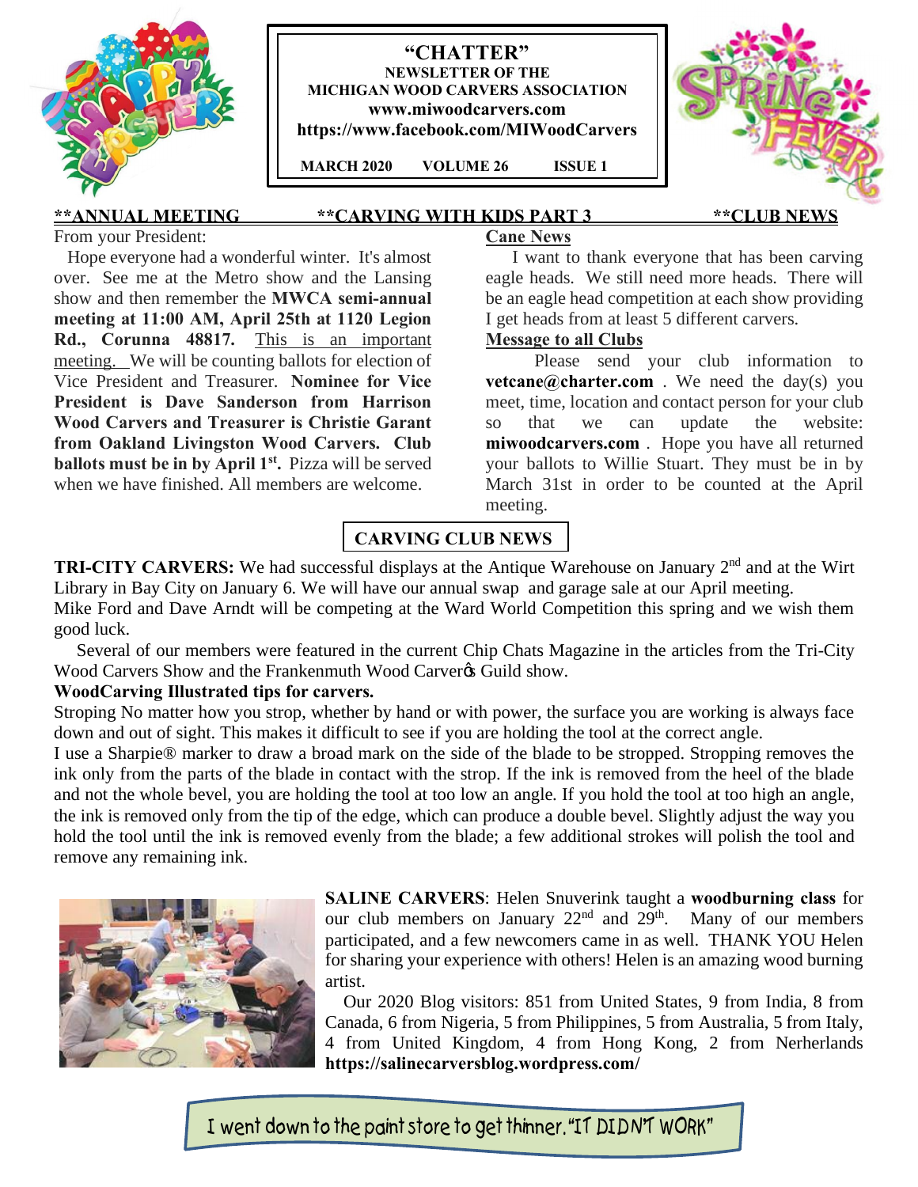# "CHATTER"

**NEWSLETTER OF THE MICHIGAN WOOD CARVERS ASSOCIATION**

**www.miwoodcarvers.com**

**https://www.facebook.com/MIWoodCarvers**

**MARCH 2020 VOLUME 26 ISSUE 1**

**\*\*ANNUAL MEETING \*\*CARVING WITH KIDS PART 3 \*\*CLUB NEWS**

From your President:

Hope everyone had a wonderful winter. It's almost over. See me at the Metro show and the Lansing show and then remember the **MWCA semi-annual meeting at 11:00 AM, April 25th at 1120 Legion Rd., Corunna 48817.** This is an important meeting. We will be counting ballots for election of Vice President and Treasurer. **Nominee for Vice President is Dave Sanderson from Harrison Wood Carvers and Treasurer is Christie Garant from Oakland Livingston Wood Carvers. Club ballots must be in by April 1st.** Pizza will be served when we have finished. All members are welcome.

**Cane News**

I want to thank everyone that has been carving eagle heads. We still need more heads. There will be an eagle head competition at each show providing I get heads from at least 5 different carvers.

**Message to all Clubs**

Please send your club information to **vetcane@charter.com** . We need the day(s) you meet, time, location and contact person for your club so that we can update the website: **miwoodcarvers.com** . Hope you have all returned your ballots to Willie Stuart. They must be in by March 31st in order to be counted at the April meeting.

## CARVING CLUB NEWS

**TRI-CITY CARVERS:** We had successful displays at the Antique Warehouse on January 2nd and at the Wirt Library in Bay City on January 6. We will have our annual swap and garage sale at our April meeting.

Mike Ford and Dave Arndt will be competing at the Ward World Competition this spring and we wish them good luck.

Several of our members were featured in the current Chip Chats Magazine in the articles from the Tri-City Wood Carvers Show and the Frankenmuth Wood Carver's Guild show.

**WoodCarving Illustrated tips for carvers.**

Stroping No matter how you strop, whether by hand or with power, the surface you are working is always face down and out of sight. This makes it difficult to see if you are holding the tool at the correct angle.

I use a Sharpie® marker to draw a broad mark on the side of the blade to be stropped. Stropping removes the ink only from the parts of the blade in contact with the strop. If the ink is removed from the heel of the blade and not the whole bevel, you are holding the tool at too low an angle. If you hold the tool at too high an angle, the ink is removed only from the tip of the edge, which can produce a double bevel. Slightly adjust the way you hold the tool until the ink is removed evenly from the blade; a few additional strokes will polish the tool and remove any remaining ink.

**SALINE CARVERS**: Helen Snuverink taught a **woodburning class** for our club members on January 22nd and 29th. Many of our members participated, and a few newcomers came in as well. THANK YOU Helen for sharing your experience with others! Helen is an amazing wood burning artist.

Our 2020 Blog visitors: 851 from United States, 9 from India, 8 from Canada, 6 from Nigeria, 5 from Philippines, 5 from Australia, 5 from Italy, 4 from United Kingdom, 4 from Hong Kong, 2 from Nerherlands **https://salinecarversblog.wordpress.com/**

I went down to the paint store to get thinner. "IT DIDN'T WORK"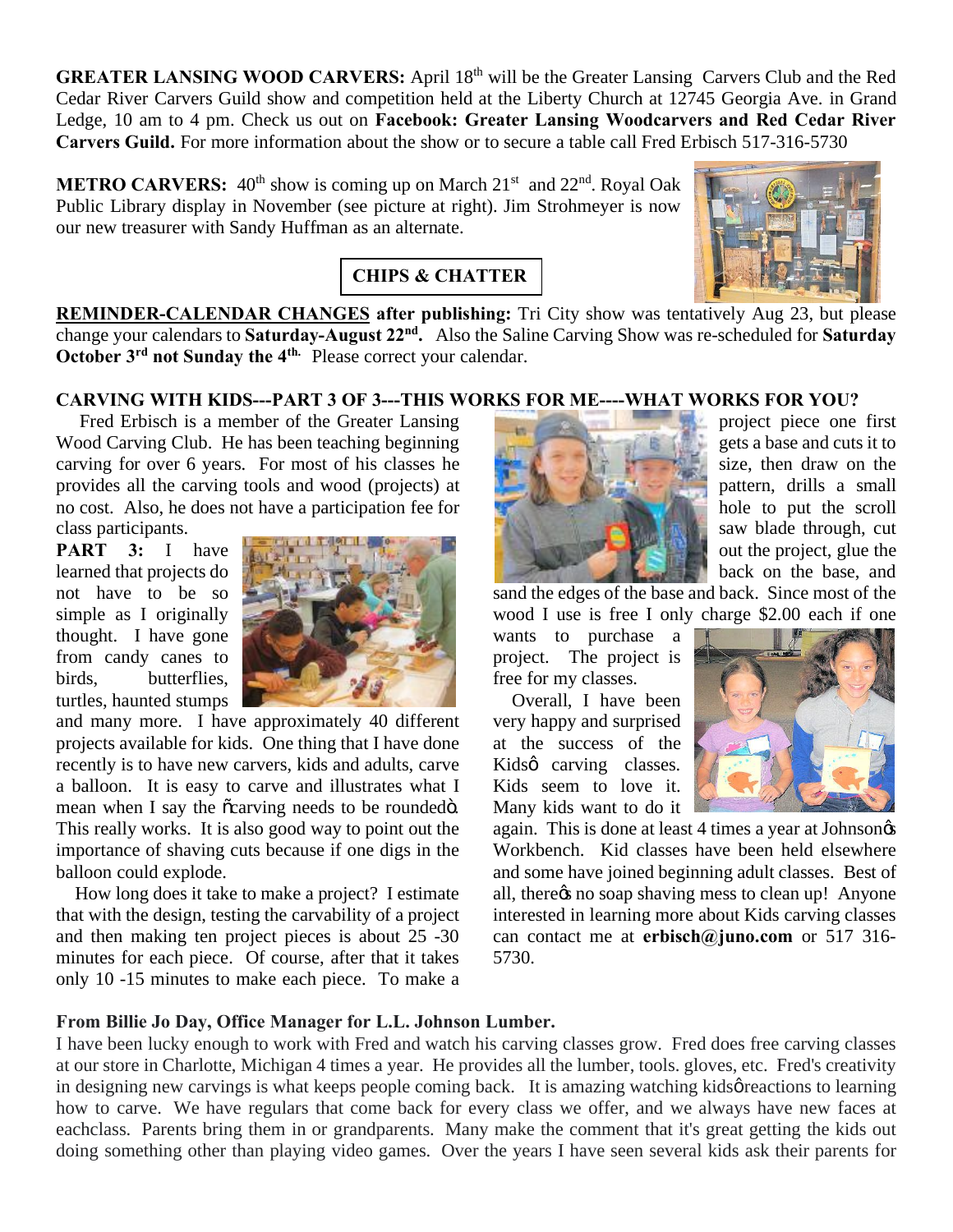**GREATER LANSING WOOD CARVERS:** April 18th will be the Greater Lansing Carvers Club and the Red Cedar River Carvers Guild show and competition held at the Liberty Church at 12745 Georgia Ave. in Grand Ledge, 10 am to 4 pm. Check us out on **Facebook: Greater Lansing Woodcarvers and Red Cedar River Carvers Guild.** For more information about the show or to secure a table call Fred Erbisch 517-316-5730

**METRO CARVERS:** 40th show is coming up on March 21st and 22nd. Royal Oak Public Library display in November (see picture at right). Jim Strohmeyer is now our new treasurer with Sandy Huffman as an alternate.

## CHIPS & CHATTER

**REMINDER-CALENDAR CHANGES after publishing:** Tri City show was tentatively Aug 23, but please change your calendars to **Saturday-August 22nd.** Also the Saline Carving Show was re-scheduled for **Saturday October 3rd not Sunday the 4th.** Please correct your calendar.

### CARVING WITH KIDS---PART 3 OF 3---THIS WORKS FOR ME----WHAT WORKS FOR YOU?

Fred Erbisch is a member of the Greater Lansing Wood Carving Club. He has been teaching beginning carving for over 6 years. For most of his classes he provides all the carving tools and wood (projects) at no cost. Also, he does not have a participation fee for class participants.

**PART 3:** I have learned that projects do not have to be so simple as I originally thought. I have gone from candy canes to birds, butterflies, turtles, haunted stumps and many more. I have approximately 40 different projects available for kids. One thing that I have done recently is to have new carvers, kids and adults, carve a balloon. It is easy to carve and illustrates what I mean when I say the "carving needs to be rounded". This really works. It is also good way to point out the importance of shaving cuts because if one digs in the balloon could explode.

How long does it take to make a project? I estimate that with the design, testing the carvability of a project and then making ten project pieces is about 25 -30 minutes for each piece. Of course, after that it takes only 10 -15 minutes to make each piece. To make a project piece one first gets a base and cuts it to size, then draw on the pattern, drills a small hole to put the scroll saw blade through, cut out the project, glue the back on the base, and sand the edges of the base and back. Since most of the wood I use is free I only charge $2.00 each if one wants to purchase a project. The project is free for my classes.

Overall, I have been very happy and surprised at the success of the Kids' carving classes. Kids seem to love it. Many kids want to do it again. This is done at least 4 times a year at Johnson's Workbench. Kid classes have been held elsewhere and some have joined beginning adult classes. Best of all, there's no soap shaving mess to clean up! Anyone interested in learning more about Kids carving classes can contact me at **erbisch@juno.com** or 517 316-5730.

**From Billie Jo Day, Office Manager for L.L. Johnson Lumber.**

I have been lucky enough to work with Fred and watch his carving classes grow. Fred does free carving classes at our store in Charlotte, Michigan 4 times a year. He provides all the lumber, tools. gloves, etc. Fred's creativity in designing new carvings is what keeps people coming back. It is amazing watching kids' reactions to learning how to carve. We have regulars that come back for every class we offer, and we always have new faces at eachclass. Parents bring them in or grandparents. Many make the comment that it's great getting the kids out doing something other than playing video games. Over the years I have seen several kids ask their parents for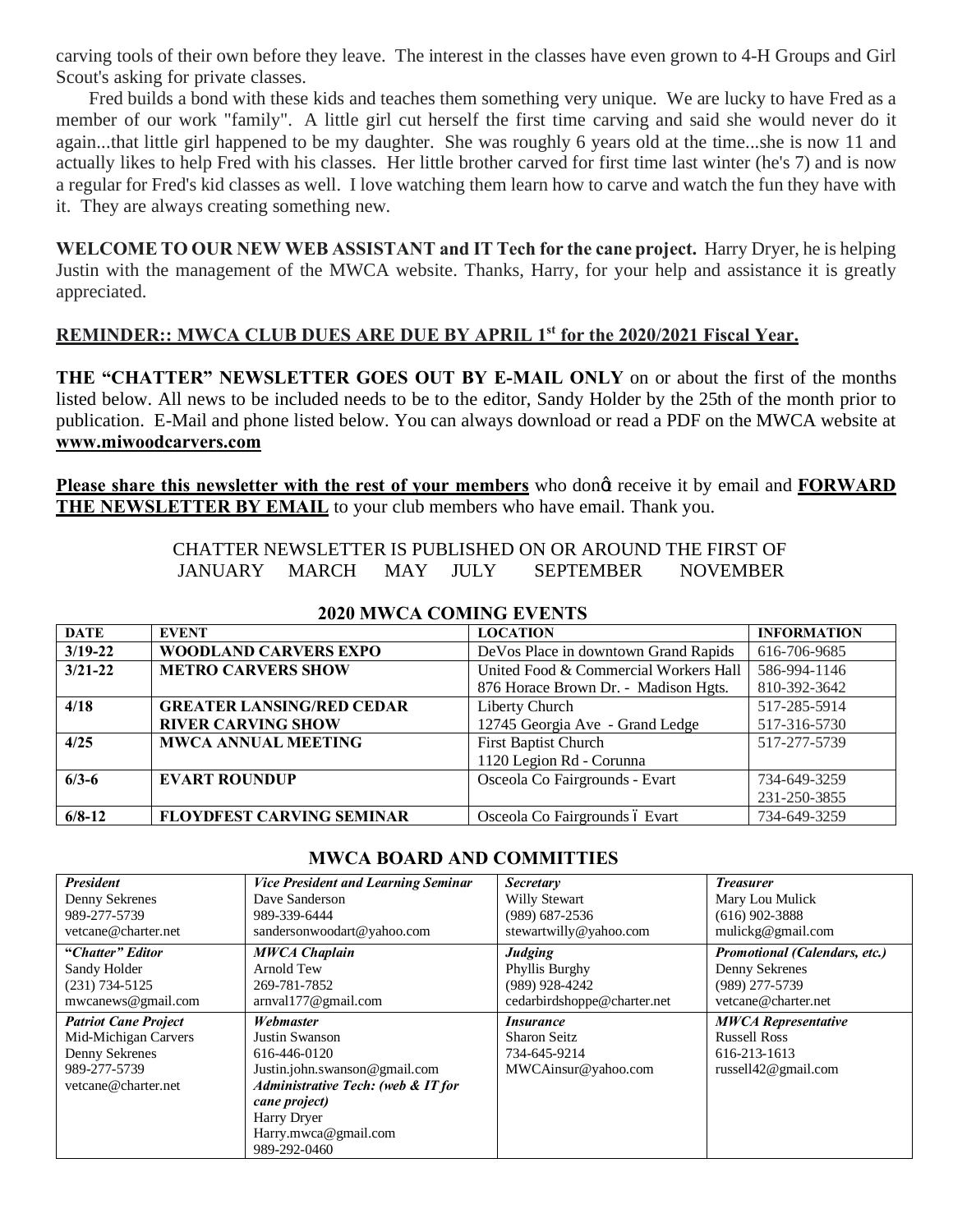carving tools of their own before they leave. The interest in the classes have even grown to 4-H Groups and Girl Scout's asking for private classes.

Fred builds a bond with these kids and teaches them something very unique. We are lucky to have Fred as a member of our work "family". A little girl cut herself the first time carving and said she would never do it again...that little girl happened to be my daughter. She was roughly 6 years old at the time...she is now 11 and actually likes to help Fred with his classes. Her little brother carved for first time last winter (he's 7) and is now a regular for Fred's kid classes as well. I love watching them learn how to carve and watch the fun they have with it. They are always creating something new.

**WELCOME TO OUR NEW WEB ASSISTANT and IT Tech for the cane project.** Harry Dryer, he is helping Justin with the management of the MWCA website. Thanks, Harry, for your help and assistance it is greatly appreciated.

**REMINDER:: MWCA CLUB DUES ARE DUE BY APRIL 1st for the 2020/2021 Fiscal Year.**

**THE "CHATTER" NEWSLETTER GOES OUT BY E-MAIL ONLY** on or about the first of the months listed below. All news to be included needs to be to the editor, Sandy Holder by the 25th of the month prior to publication. E-Mail and phone listed below. You can always download or read a PDF on the MWCA website at **www.miwoodcarvers.com**

**Please share this newsletter with the rest of your members** who donǵt receive it by email and **FORWARD THE NEWSLETTER BY EMAIL** to your club members who have email. Thank you.

CHATTER NEWSLETTER IS PUBLISHED ON OR AROUND THE FIRST OF
JANUARY MARCH MAY JULY SEPTEMBER NOVEMBER

## 2020 MWCA COMING EVENTS

| DATE | EVENT | LOCATION | INFORMATION |
|---|---|---|---|
| 3/19-22 | WOODLAND CARVERS EXPO | DeVos Place in downtown Grand Rapids | 616-706-9685 |
| 3/21-22 | METRO CARVERS SHOW | United Food & Commercial Workers Hall<br>876 Horace Brown Dr. - Madison Hgts. | 586-994-1146<br>810-392-3642 |
| 4/18 | GREATER LANSING/RED CEDAR RIVER CARVING SHOW | Liberty Church<br>12745 Georgia Ave - Grand Ledge | 517-285-5914<br>517-316-5730 |
| 4/25 | MWCA ANNUAL MEETING | First Baptist Church<br>1120 Legion Rd - Corunna | 517-277-5739 |
| 6/3-6 | EVART ROUNDUP | Osceola Co Fairgrounds - Evart | 734-649-3259<br>231-250-3855 |
| 6/8-12 | FLOYDFEST CARVING SEMINAR | Osceola Co Fairgrounds ó Evart | 734-649-3259 |

## MWCA BOARD AND COMMITTIES

| | | | |
|---|---|---|---|
| ***President***<br>Denny Sekrenes<br>989-277-5739<br>vetcane@charter.net | ***Vice President and Learning Seminar***<br>Dave Sanderson<br>989-339-6444<br>sandersonwoodart@yahoo.com | ***Secretary***<br>Willy Stewart<br>(989) 687-2536<br>stewartwilly@yahoo.com | ***Treasurer***<br>Mary Lou Mulick<br>(616) 902-3888<br>mulickg@gmail.com |
| ***"Chatter" Editor***<br>Sandy Holder<br>(231) 734-5125<br>mwcanews@gmail.com | ***MWCA Chaplain***<br>Arnold Tew<br>269-781-7852<br>arnval177@gmail.com | ***Judging***<br>Phyllis Burghy<br>(989) 928-4242<br>cedarbirdshoppe@charter.net | ***Promotional (Calendars, etc.)***<br>Denny Sekrenes<br>(989) 277-5739<br>vetcane@charter.net |
| ***Patriot Cane Project***<br>Mid-Michigan Carvers<br>Denny Sekrenes<br>989-277-5739<br>vetcane@charter.net | ***Webmaster***<br>Justin Swanson<br>616-446-0120<br>Justin.john.swanson@gmail.com<br>***Administrative Tech: (web & IT for cane project)***<br>Harry Dryer<br>Harry.mwca@gmail.com<br>989-292-0460 | ***Insurance***<br>Sharon Seitz<br>734-645-9214<br>MWCAinsur@yahoo.com | ***MWCA Representative***<br>Russell Ross<br>616-213-1613<br>russell42@gmail.com |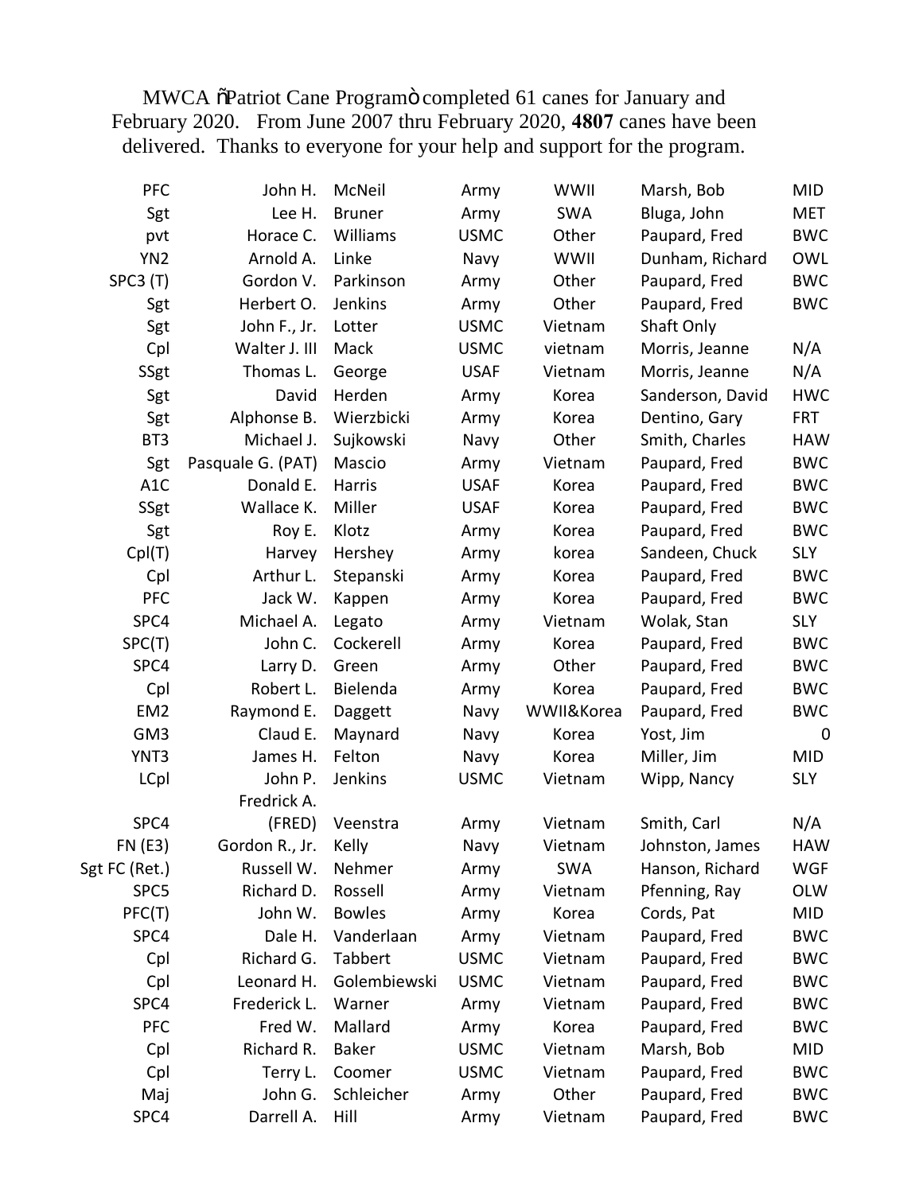MWCA "Patriot Cane Program" completed 61 canes for January and February 2020. From June 2007 thru February 2020, **4807** canes have been delivered. Thanks to everyone for your help and support for the program.

| | | | | | | |
|---|---|---|---|---|---|---|
| PFC | John H. | McNeil | Army | WWII | Marsh, Bob | MID |
| Sgt | Lee H. | Bruner | Army | SWA | Bluga, John | MET |
| pvt | Horace C. | Williams | USMC | Other | Paupard, Fred | BWC |
| YN2 | Arnold A. | Linke | Navy | WWII | Dunham, Richard | OWL |
| SPC3 (T) | Gordon V. | Parkinson | Army | Other | Paupard, Fred | BWC |
| Sgt | Herbert O. | Jenkins | Army | Other | Paupard, Fred | BWC |
| Sgt | John F., Jr. | Lotter | USMC | Vietnam | Shaft Only | |
| Cpl | Walter J. III | Mack | USMC | vietnam | Morris, Jeanne | N/A |
| SSgt | Thomas L. | George | USAF | Vietnam | Morris, Jeanne | N/A |
| Sgt | David | Herden | Army | Korea | Sanderson, David | HWC |
| Sgt | Alphonse B. | Wierzbicki | Army | Korea | Dentino, Gary | FRT |
| BT3 | Michael J. | Sujkowski | Navy | Other | Smith, Charles | HAW |
| Sgt | Pasquale G. (PAT) | Mascio | Army | Vietnam | Paupard, Fred | BWC |
| A1C | Donald E. | Harris | USAF | Korea | Paupard, Fred | BWC |
| SSgt | Wallace K. | Miller | USAF | Korea | Paupard, Fred | BWC |
| Sgt | Roy E. | Klotz | Army | Korea | Paupard, Fred | BWC |
| Cpl(T) | Harvey | Hershey | Army | korea | Sandeen, Chuck | SLY |
| Cpl | Arthur L. | Stepanski | Army | Korea | Paupard, Fred | BWC |
| PFC | Jack W. | Kappen | Army | Korea | Paupard, Fred | BWC |
| SPC4 | Michael A. | Legato | Army | Vietnam | Wolak, Stan | SLY |
| SPC(T) | John C. | Cockerell | Army | Korea | Paupard, Fred | BWC |
| SPC4 | Larry D. | Green | Army | Other | Paupard, Fred | BWC |
| Cpl | Robert L. | Bielenda | Army | Korea | Paupard, Fred | BWC |
| EM2 | Raymond E. | Daggett | Navy | WWII&Korea | Paupard, Fred | BWC |
| GM3 | Claud E. | Maynard | Navy | Korea | Yost, Jim | 0 |
| YNT3 | James H. | Felton | Navy | Korea | Miller, Jim | MID |
| LCpl | John P. | Jenkins | USMC | Vietnam | Wipp, Nancy | SLY |
| SPC4 | Fredrick A. (FRED) | Veenstra | Army | Vietnam | Smith, Carl | N/A |
| FN (E3) | Gordon R., Jr. | Kelly | Navy | Vietnam | Johnston, James | HAW |
| Sgt FC (Ret.) | Russell W. | Nehmer | Army | SWA | Hanson, Richard | WGF |
| SPC5 | Richard D. | Rossell | Army | Vietnam | Pfenning, Ray | OLW |
| PFC(T) | John W. | Bowles | Army | Korea | Cords, Pat | MID |
| SPC4 | Dale H. | Vanderlaan | Army | Vietnam | Paupard, Fred | BWC |
| Cpl | Richard G. | Tabbert | USMC | Vietnam | Paupard, Fred | BWC |
| Cpl | Leonard H. | Golembiewski | USMC | Vietnam | Paupard, Fred | BWC |
| SPC4 | Frederick L. | Warner | Army | Vietnam | Paupard, Fred | BWC |
| PFC | Fred W. | Mallard | Army | Korea | Paupard, Fred | BWC |
| Cpl | Richard R. | Baker | USMC | Vietnam | Marsh, Bob | MID |
| Cpl | Terry L. | Coomer | USMC | Vietnam | Paupard, Fred | BWC |
| Maj | John G. | Schleicher | Army | Other | Paupard, Fred | BWC |
| SPC4 | Darrell A. | Hill | Army | Vietnam | Paupard, Fred | BWC |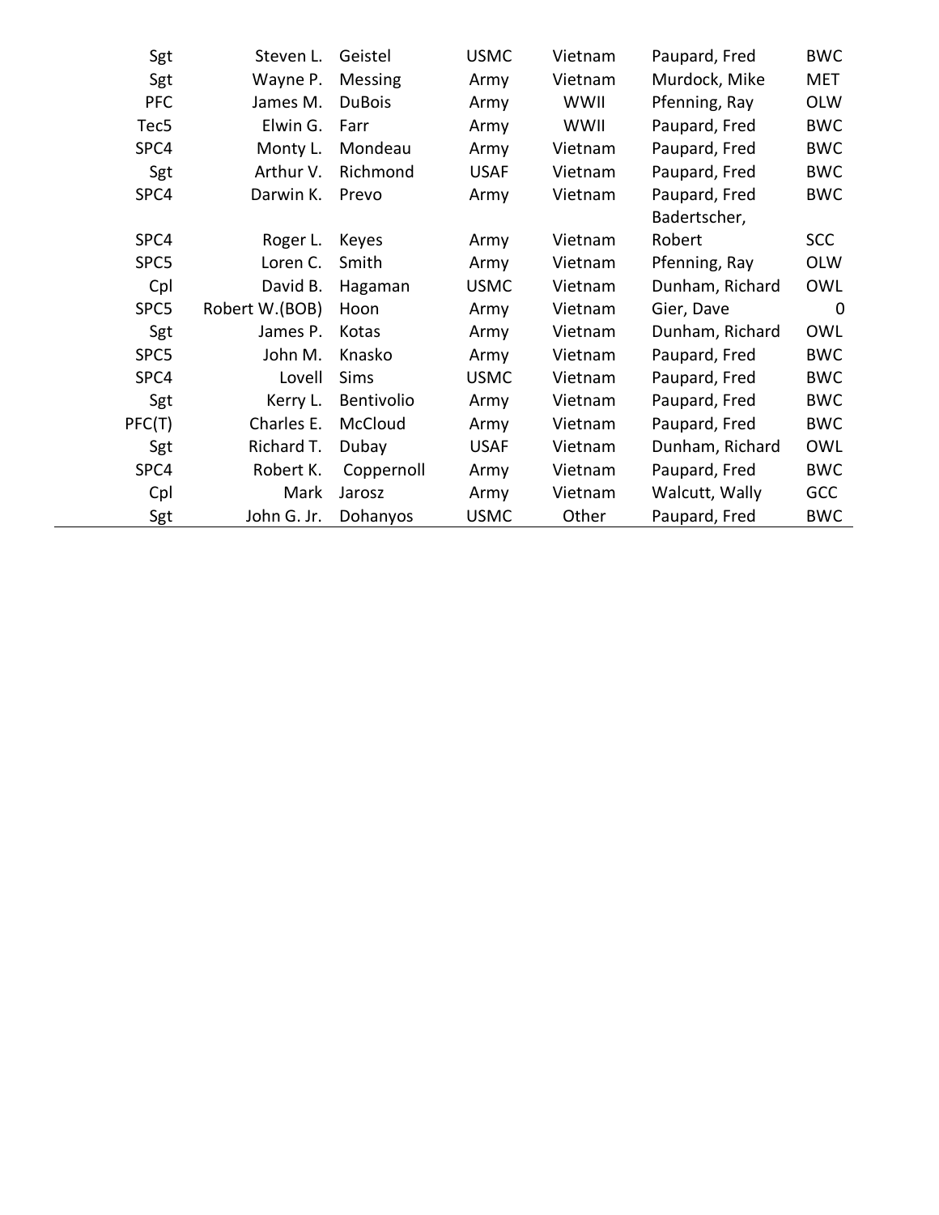| | | | | | | |
|---|---|---|---|---|---|---|
| Sgt | Steven L. | Geistel | USMC | Vietnam | Paupard, Fred | BWC |
| Sgt | Wayne P. | Messing | Army | Vietnam | Murdock, Mike | MET |
| PFC | James M. | DuBois | Army | WWII | Pfenning, Ray | OLW |
| Tec5 | Elwin G. | Farr | Army | WWII | Paupard, Fred | BWC |
| SPC4 | Monty L. | Mondeau | Army | Vietnam | Paupard, Fred | BWC |
| Sgt | Arthur V. | Richmond | USAF | Vietnam | Paupard, Fred | BWC |
| SPC4 | Darwin K. | Prevo | Army | Vietnam | Paupard, Fred | BWC |
| SPC4 | Roger L. | Keyes | Army | Vietnam | Badertscher, Robert | SCC |
| SPC5 | Loren C. | Smith | Army | Vietnam | Pfenning, Ray | OLW |
| Cpl | David B. | Hagaman | USMC | Vietnam | Dunham, Richard | OWL |
| SPC5 | Robert W.(BOB) | Hoon | Army | Vietnam | Gier, Dave | 0 |
| Sgt | James P. | Kotas | Army | Vietnam | Dunham, Richard | OWL |
| SPC5 | John M. | Knasko | Army | Vietnam | Paupard, Fred | BWC |
| SPC4 | Lovell | Sims | USMC | Vietnam | Paupard, Fred | BWC |
| Sgt | Kerry L. | Bentivolio | Army | Vietnam | Paupard, Fred | BWC |
| PFC(T) | Charles E. | McCloud | Army | Vietnam | Paupard, Fred | BWC |
| Sgt | Richard T. | Dubay | USAF | Vietnam | Dunham, Richard | OWL |
| SPC4 | Robert K. | Coppernoll | Army | Vietnam | Paupard, Fred | BWC |
| Cpl | Mark | Jarosz | Army | Vietnam | Walcutt, Wally | GCC |
| Sgt | John G. Jr. | Dohanyos | USMC | Other | Paupard, Fred | BWC |